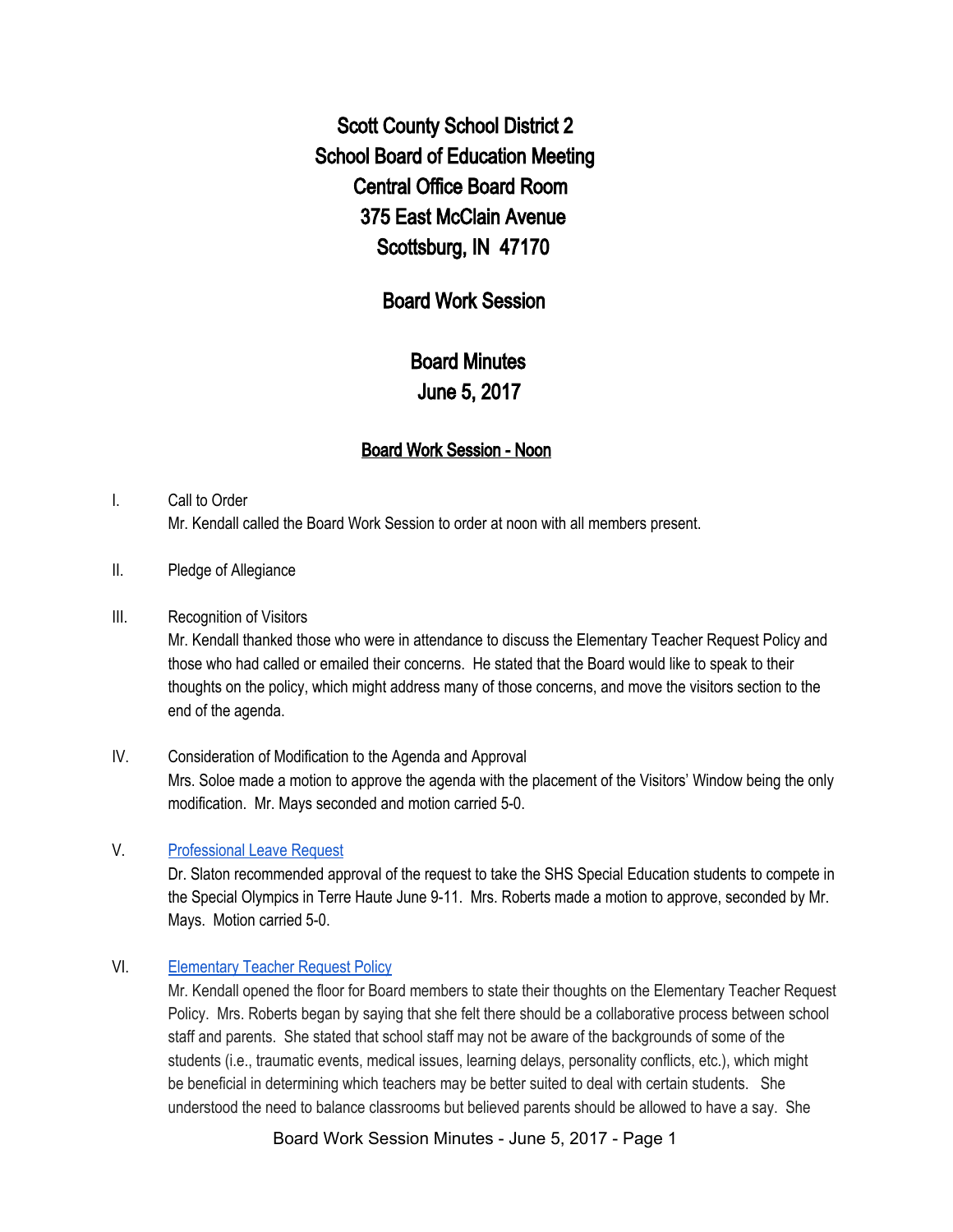# Scott County School District 2
# School Board of Education Meeting
# Central Office Board Room
# 375 East McClain Avenue
# Scottsburg, IN 47170

## Board Work Session

## Board Minutes
## June 5, 2017

### Board Work Session - Noon

I. Call to Order

Mr. Kendall called the Board Work Session to order at noon with all members present.

II. Pledge of Allegiance

III. Recognition of Visitors

Mr. Kendall thanked those who were in attendance to discuss the Elementary Teacher Request Policy and those who had called or emailed their concerns. He stated that the Board would like to speak to their thoughts on the policy, which might address many of those concerns, and move the visitors section to the end of the agenda.

IV. Consideration of Modification to the Agenda and Approval

Mrs. Soloe made a motion to approve the agenda with the placement of the Visitors' Window being the only modification. Mr. Mays seconded and motion carried 5-0.

V. Professional Leave Request

Dr. Slaton recommended approval of the request to take the SHS Special Education students to compete in the Special Olympics in Terre Haute June 9-11. Mrs. Roberts made a motion to approve, seconded by Mr. Mays. Motion carried 5-0.

VI. Elementary Teacher Request Policy

Mr. Kendall opened the floor for Board members to state their thoughts on the Elementary Teacher Request Policy. Mrs. Roberts began by saying that she felt there should be a collaborative process between school staff and parents. She stated that school staff may not be aware of the backgrounds of some of the students (i.e., traumatic events, medical issues, learning delays, personality conflicts, etc.), which might be beneficial in determining which teachers may be better suited to deal with certain students. She understood the need to balance classrooms but believed parents should be allowed to have a say. She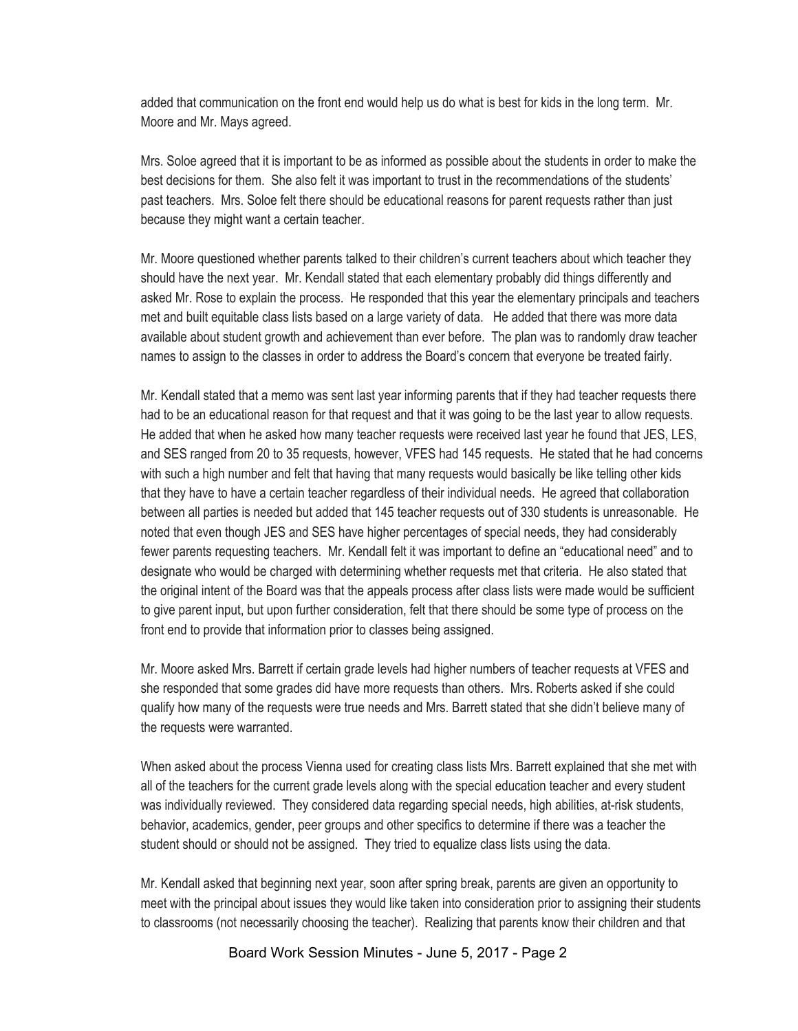added that communication on the front end would help us do what is best for kids in the long term. Mr. Moore and Mr. Mays agreed.

Mrs. Soloe agreed that it is important to be as informed as possible about the students in order to make the best decisions for them. She also felt it was important to trust in the recommendations of the students' past teachers. Mrs. Soloe felt there should be educational reasons for parent requests rather than just because they might want a certain teacher.

Mr. Moore questioned whether parents talked to their children's current teachers about which teacher they should have the next year. Mr. Kendall stated that each elementary probably did things differently and asked Mr. Rose to explain the process. He responded that this year the elementary principals and teachers met and built equitable class lists based on a large variety of data. He added that there was more data available about student growth and achievement than ever before. The plan was to randomly draw teacher names to assign to the classes in order to address the Board's concern that everyone be treated fairly.

Mr. Kendall stated that a memo was sent last year informing parents that if they had teacher requests there had to be an educational reason for that request and that it was going to be the last year to allow requests. He added that when he asked how many teacher requests were received last year he found that JES, LES, and SES ranged from 20 to 35 requests, however, VFES had 145 requests. He stated that he had concerns with such a high number and felt that having that many requests would basically be like telling other kids that they have to have a certain teacher regardless of their individual needs. He agreed that collaboration between all parties is needed but added that 145 teacher requests out of 330 students is unreasonable. He noted that even though JES and SES have higher percentages of special needs, they had considerably fewer parents requesting teachers. Mr. Kendall felt it was important to define an "educational need" and to designate who would be charged with determining whether requests met that criteria. He also stated that the original intent of the Board was that the appeals process after class lists were made would be sufficient to give parent input, but upon further consideration, felt that there should be some type of process on the front end to provide that information prior to classes being assigned.

Mr. Moore asked Mrs. Barrett if certain grade levels had higher numbers of teacher requests at VFES and she responded that some grades did have more requests than others. Mrs. Roberts asked if she could qualify how many of the requests were true needs and Mrs. Barrett stated that she didn't believe many of the requests were warranted.

When asked about the process Vienna used for creating class lists Mrs. Barrett explained that she met with all of the teachers for the current grade levels along with the special education teacher and every student was individually reviewed. They considered data regarding special needs, high abilities, at-risk students, behavior, academics, gender, peer groups and other specifics to determine if there was a teacher the student should or should not be assigned. They tried to equalize class lists using the data.

Mr. Kendall asked that beginning next year, soon after spring break, parents are given an opportunity to meet with the principal about issues they would like taken into consideration prior to assigning their students to classrooms (not necessarily choosing the teacher). Realizing that parents know their children and that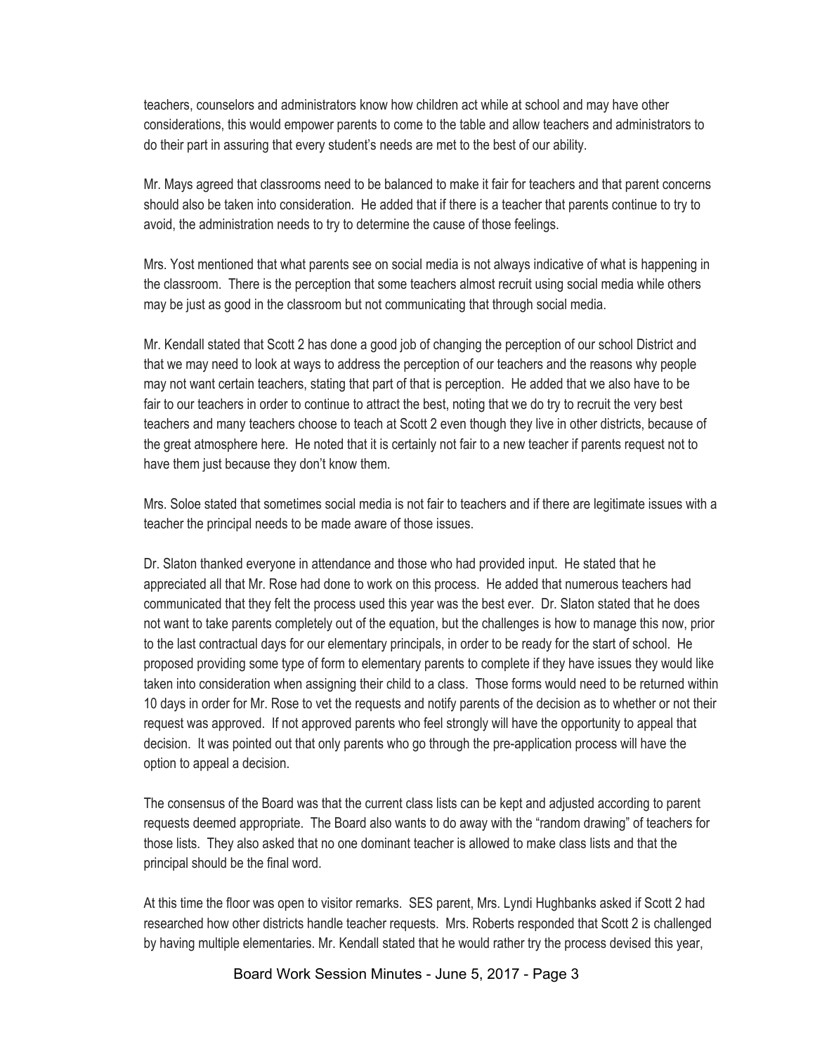teachers, counselors and administrators know how children act while at school and may have other considerations, this would empower parents to come to the table and allow teachers and administrators to do their part in assuring that every student's needs are met to the best of our ability.

Mr. Mays agreed that classrooms need to be balanced to make it fair for teachers and that parent concerns should also be taken into consideration. He added that if there is a teacher that parents continue to try to avoid, the administration needs to try to determine the cause of those feelings.

Mrs. Yost mentioned that what parents see on social media is not always indicative of what is happening in the classroom. There is the perception that some teachers almost recruit using social media while others may be just as good in the classroom but not communicating that through social media.

Mr. Kendall stated that Scott 2 has done a good job of changing the perception of our school District and that we may need to look at ways to address the perception of our teachers and the reasons why people may not want certain teachers, stating that part of that is perception. He added that we also have to be fair to our teachers in order to continue to attract the best, noting that we do try to recruit the very best teachers and many teachers choose to teach at Scott 2 even though they live in other districts, because of the great atmosphere here. He noted that it is certainly not fair to a new teacher if parents request not to have them just because they don't know them.

Mrs. Soloe stated that sometimes social media is not fair to teachers and if there are legitimate issues with a teacher the principal needs to be made aware of those issues.

Dr. Slaton thanked everyone in attendance and those who had provided input. He stated that he appreciated all that Mr. Rose had done to work on this process. He added that numerous teachers had communicated that they felt the process used this year was the best ever. Dr. Slaton stated that he does not want to take parents completely out of the equation, but the challenges is how to manage this now, prior to the last contractual days for our elementary principals, in order to be ready for the start of school. He proposed providing some type of form to elementary parents to complete if they have issues they would like taken into consideration when assigning their child to a class. Those forms would need to be returned within 10 days in order for Mr. Rose to vet the requests and notify parents of the decision as to whether or not their request was approved. If not approved parents who feel strongly will have the opportunity to appeal that decision. It was pointed out that only parents who go through the pre-application process will have the option to appeal a decision.

The consensus of the Board was that the current class lists can be kept and adjusted according to parent requests deemed appropriate. The Board also wants to do away with the "random drawing" of teachers for those lists. They also asked that no one dominant teacher is allowed to make class lists and that the principal should be the final word.

At this time the floor was open to visitor remarks. SES parent, Mrs. Lyndi Hughbanks asked if Scott 2 had researched how other districts handle teacher requests. Mrs. Roberts responded that Scott 2 is challenged by having multiple elementaries. Mr. Kendall stated that he would rather try the process devised this year,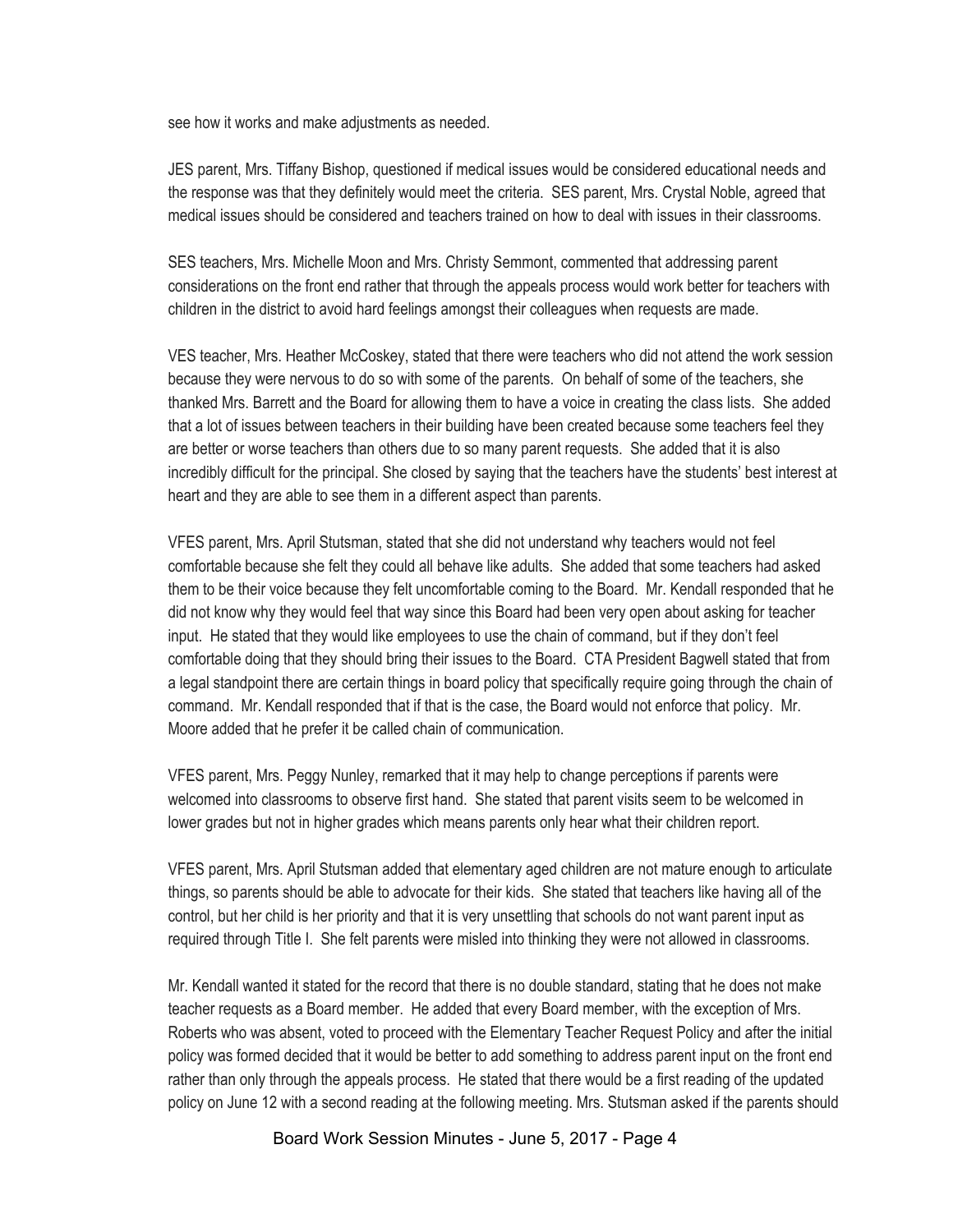see how it works and make adjustments as needed.

JES parent, Mrs. Tiffany Bishop, questioned if medical issues would be considered educational needs and the response was that they definitely would meet the criteria. SES parent, Mrs. Crystal Noble, agreed that medical issues should be considered and teachers trained on how to deal with issues in their classrooms.

SES teachers, Mrs. Michelle Moon and Mrs. Christy Semmont, commented that addressing parent considerations on the front end rather that through the appeals process would work better for teachers with children in the district to avoid hard feelings amongst their colleagues when requests are made.

VES teacher, Mrs. Heather McCoskey, stated that there were teachers who did not attend the work session because they were nervous to do so with some of the parents. On behalf of some of the teachers, she thanked Mrs. Barrett and the Board for allowing them to have a voice in creating the class lists. She added that a lot of issues between teachers in their building have been created because some teachers feel they are better or worse teachers than others due to so many parent requests. She added that it is also incredibly difficult for the principal. She closed by saying that the teachers have the students' best interest at heart and they are able to see them in a different aspect than parents.

VFES parent, Mrs. April Stutsman, stated that she did not understand why teachers would not feel comfortable because she felt they could all behave like adults. She added that some teachers had asked them to be their voice because they felt uncomfortable coming to the Board. Mr. Kendall responded that he did not know why they would feel that way since this Board had been very open about asking for teacher input. He stated that they would like employees to use the chain of command, but if they don't feel comfortable doing that they should bring their issues to the Board. CTA President Bagwell stated that from a legal standpoint there are certain things in board policy that specifically require going through the chain of command. Mr. Kendall responded that if that is the case, the Board would not enforce that policy. Mr. Moore added that he prefer it be called chain of communication.

VFES parent, Mrs. Peggy Nunley, remarked that it may help to change perceptions if parents were welcomed into classrooms to observe first hand. She stated that parent visits seem to be welcomed in lower grades but not in higher grades which means parents only hear what their children report.

VFES parent, Mrs. April Stutsman added that elementary aged children are not mature enough to articulate things, so parents should be able to advocate for their kids. She stated that teachers like having all of the control, but her child is her priority and that it is very unsettling that schools do not want parent input as required through Title I. She felt parents were misled into thinking they were not allowed in classrooms.

Mr. Kendall wanted it stated for the record that there is no double standard, stating that he does not make teacher requests as a Board member. He added that every Board member, with the exception of Mrs. Roberts who was absent, voted to proceed with the Elementary Teacher Request Policy and after the initial policy was formed decided that it would be better to add something to address parent input on the front end rather than only through the appeals process. He stated that there would be a first reading of the updated policy on June 12 with a second reading at the following meeting. Mrs. Stutsman asked if the parents should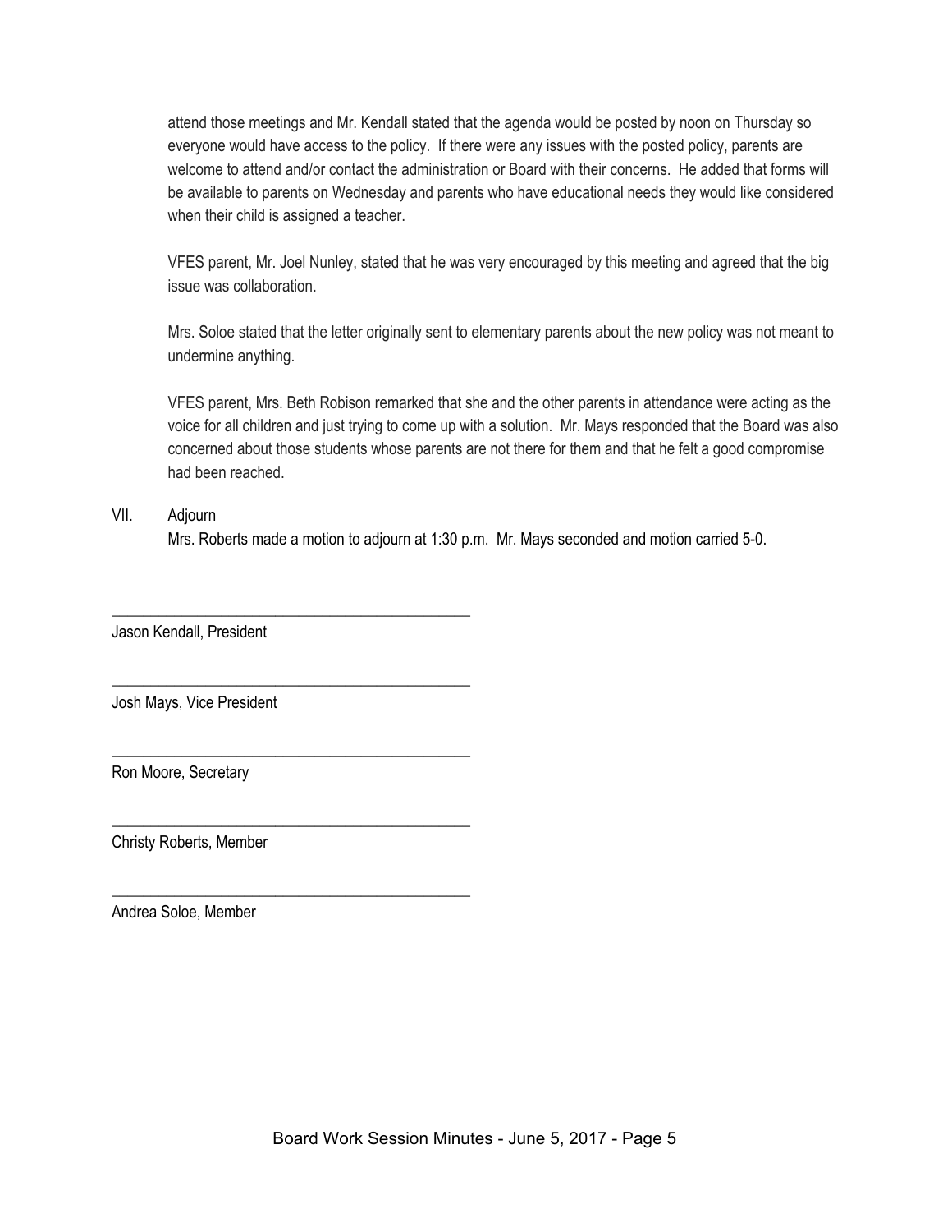attend those meetings and Mr. Kendall stated that the agenda would be posted by noon on Thursday so everyone would have access to the policy. If there were any issues with the posted policy, parents are welcome to attend and/or contact the administration or Board with their concerns. He added that forms will be available to parents on Wednesday and parents who have educational needs they would like considered when their child is assigned a teacher.

VFES parent, Mr. Joel Nunley, stated that he was very encouraged by this meeting and agreed that the big issue was collaboration.

Mrs. Soloe stated that the letter originally sent to elementary parents about the new policy was not meant to undermine anything.

VFES parent, Mrs. Beth Robison remarked that she and the other parents in attendance were acting as the voice for all children and just trying to come up with a solution. Mr. Mays responded that the Board was also concerned about those students whose parents are not there for them and that he felt a good compromise had been reached.

VII. Adjourn

Mrs. Roberts made a motion to adjourn at 1:30 p.m. Mr. Mays seconded and motion carried 5-0.

______________________________________________
Jason Kendall, President

______________________________________________
Josh Mays, Vice President

______________________________________________
Ron Moore, Secretary

______________________________________________
Christy Roberts, Member

______________________________________________
Andrea Soloe, Member